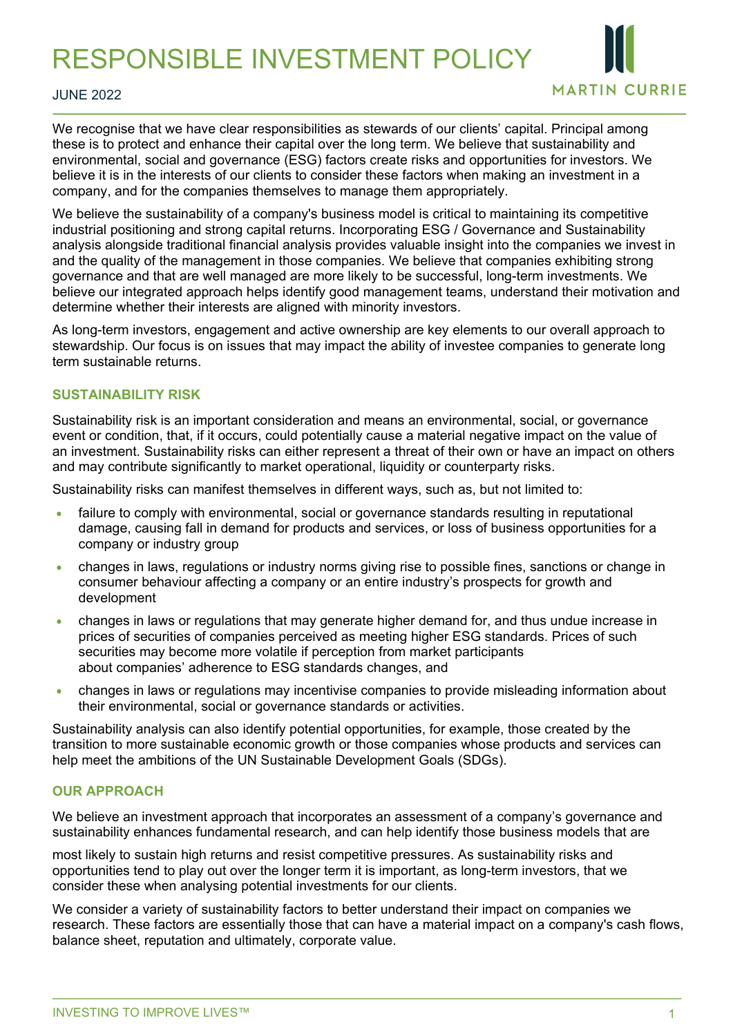# RESPONSIBLE INVESTMENT POLICY

JUNE 2022

We recognise that we have clear responsibilities as stewards of our clients' capital. Principal among these is to protect and enhance their capital over the long term. We believe that sustainability and environmental, social and governance (ESG) factors create risks and opportunities for investors. We believe it is in the interests of our clients to consider these factors when making an investment in a company, and for the companies themselves to manage them appropriately.

We believe the sustainability of a company's business model is critical to maintaining its competitive industrial positioning and strong capital returns. Incorporating ESG / Governance and Sustainability analysis alongside traditional financial analysis provides valuable insight into the companies we invest in and the quality of the management in those companies. We believe that companies exhibiting strong governance and that are well managed are more likely to be successful, long-term investments. We believe our integrated approach helps identify good management teams, understand their motivation and determine whether their interests are aligned with minority investors.

As long-term investors, engagement and active ownership are key elements to our overall approach to stewardship. Our focus is on issues that may impact the ability of investee companies to generate long term sustainable returns.

## SUSTAINABILITY RISK

Sustainability risk is an important consideration and means an environmental, social, or governance event or condition, that, if it occurs, could potentially cause a material negative impact on the value of an investment. Sustainability risks can either represent a threat of their own or have an impact on others and may contribute significantly to market operational, liquidity or counterparty risks.

Sustainability risks can manifest themselves in different ways, such as, but not limited to:

- failure to comply with environmental, social or governance standards resulting in reputational damage, causing fall in demand for products and services, or loss of business opportunities for a company or industry group
- changes in laws, regulations or industry norms giving rise to possible fines, sanctions or change in consumer behaviour affecting a company or an entire industry's prospects for growth and development
- changes in laws or regulations that may generate higher demand for, and thus undue increase in prices of securities of companies perceived as meeting higher ESG standards. Prices of such securities may become more volatile if perception from market participants about companies' adherence to ESG standards changes, and
- changes in laws or regulations may incentivise companies to provide misleading information about their environmental, social or governance standards or activities.

Sustainability analysis can also identify potential opportunities, for example, those created by the transition to more sustainable economic growth or those companies whose products and services can help meet the ambitions of the UN Sustainable Development Goals (SDGs).

## OUR APPROACH

We believe an investment approach that incorporates an assessment of a company's governance and sustainability enhances fundamental research, and can help identify those business models that are most likely to sustain high returns and resist competitive pressures. As sustainability risks and opportunities tend to play out over the longer term it is important, as long-term investors, that we consider these when analysing potential investments for our clients.

We consider a variety of sustainability factors to better understand their impact on companies we research. These factors are essentially those that can have a material impact on a company's cash flows, balance sheet, reputation and ultimately, corporate value.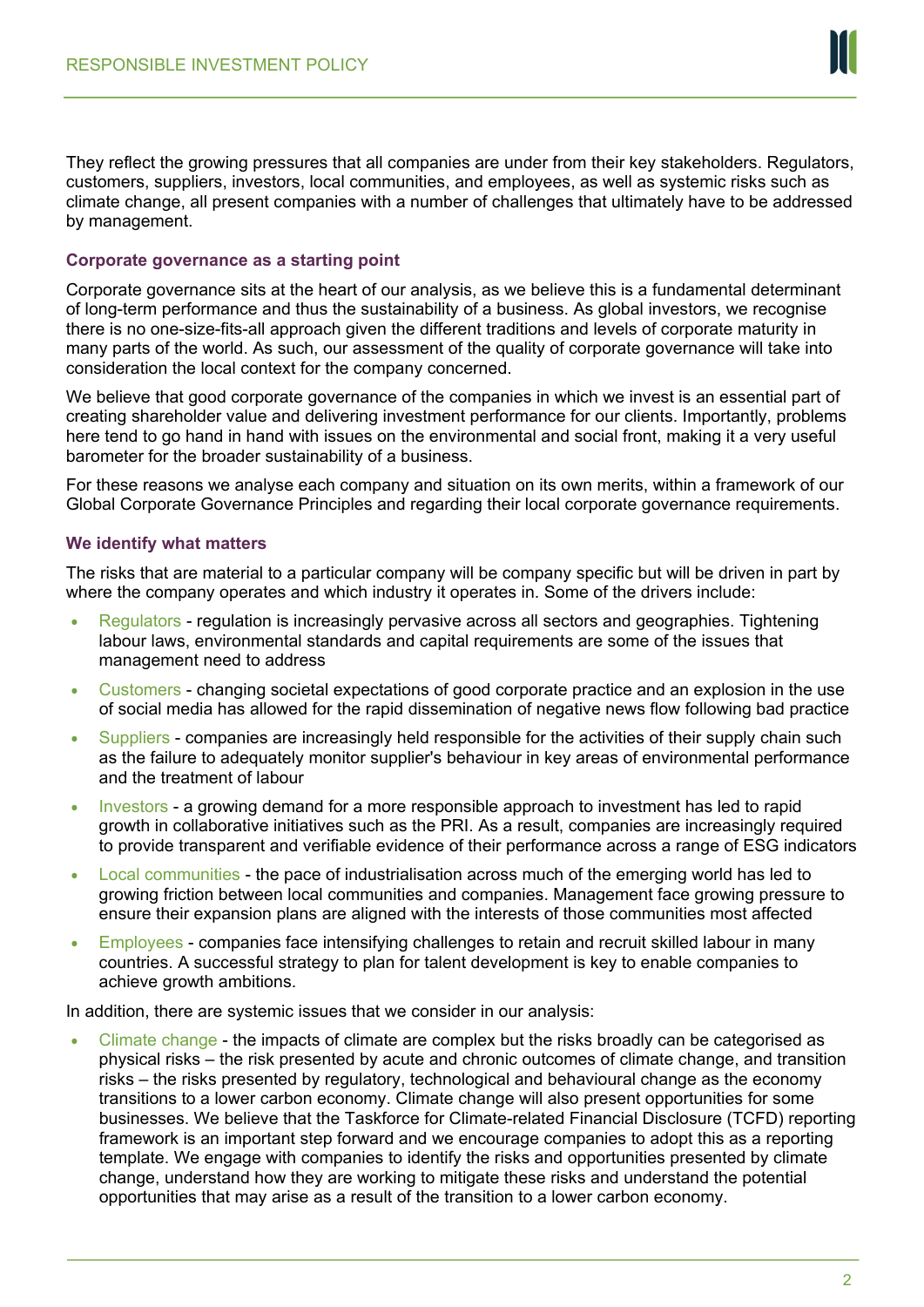They reflect the growing pressures that all companies are under from their key stakeholders. Regulators, customers, suppliers, investors, local communities, and employees, as well as systemic risks such as climate change, all present companies with a number of challenges that ultimately have to be addressed by management.

### Corporate governance as a starting point

Corporate governance sits at the heart of our analysis, as we believe this is a fundamental determinant of long-term performance and thus the sustainability of a business. As global investors, we recognise there is no one-size-fits-all approach given the different traditions and levels of corporate maturity in many parts of the world. As such, our assessment of the quality of corporate governance will take into consideration the local context for the company concerned.

We believe that good corporate governance of the companies in which we invest is an essential part of creating shareholder value and delivering investment performance for our clients. Importantly, problems here tend to go hand in hand with issues on the environmental and social front, making it a very useful barometer for the broader sustainability of a business.

For these reasons we analyse each company and situation on its own merits, within a framework of our Global Corporate Governance Principles and regarding their local corporate governance requirements.

### We identify what matters

The risks that are material to a particular company will be company specific but will be driven in part by where the company operates and which industry it operates in. Some of the drivers include:

- Regulators - regulation is increasingly pervasive across all sectors and geographies. Tightening labour laws, environmental standards and capital requirements are some of the issues that management need to address
- Customers - changing societal expectations of good corporate practice and an explosion in the use of social media has allowed for the rapid dissemination of negative news flow following bad practice
- Suppliers - companies are increasingly held responsible for the activities of their supply chain such as the failure to adequately monitor supplier's behaviour in key areas of environmental performance and the treatment of labour
- Investors - a growing demand for a more responsible approach to investment has led to rapid growth in collaborative initiatives such as the PRI. As a result, companies are increasingly required to provide transparent and verifiable evidence of their performance across a range of ESG indicators
- Local communities - the pace of industrialisation across much of the emerging world has led to growing friction between local communities and companies. Management face growing pressure to ensure their expansion plans are aligned with the interests of those communities most affected
- Employees - companies face intensifying challenges to retain and recruit skilled labour in many countries. A successful strategy to plan for talent development is key to enable companies to achieve growth ambitions.

In addition, there are systemic issues that we consider in our analysis:

- Climate change - the impacts of climate are complex but the risks broadly can be categorised as physical risks – the risk presented by acute and chronic outcomes of climate change, and transition risks – the risks presented by regulatory, technological and behavioural change as the economy transitions to a lower carbon economy. Climate change will also present opportunities for some businesses. We believe that the Taskforce for Climate-related Financial Disclosure (TCFD) reporting framework is an important step forward and we encourage companies to adopt this as a reporting template. We engage with companies to identify the risks and opportunities presented by climate change, understand how they are working to mitigate these risks and understand the potential opportunities that may arise as a result of the transition to a lower carbon economy.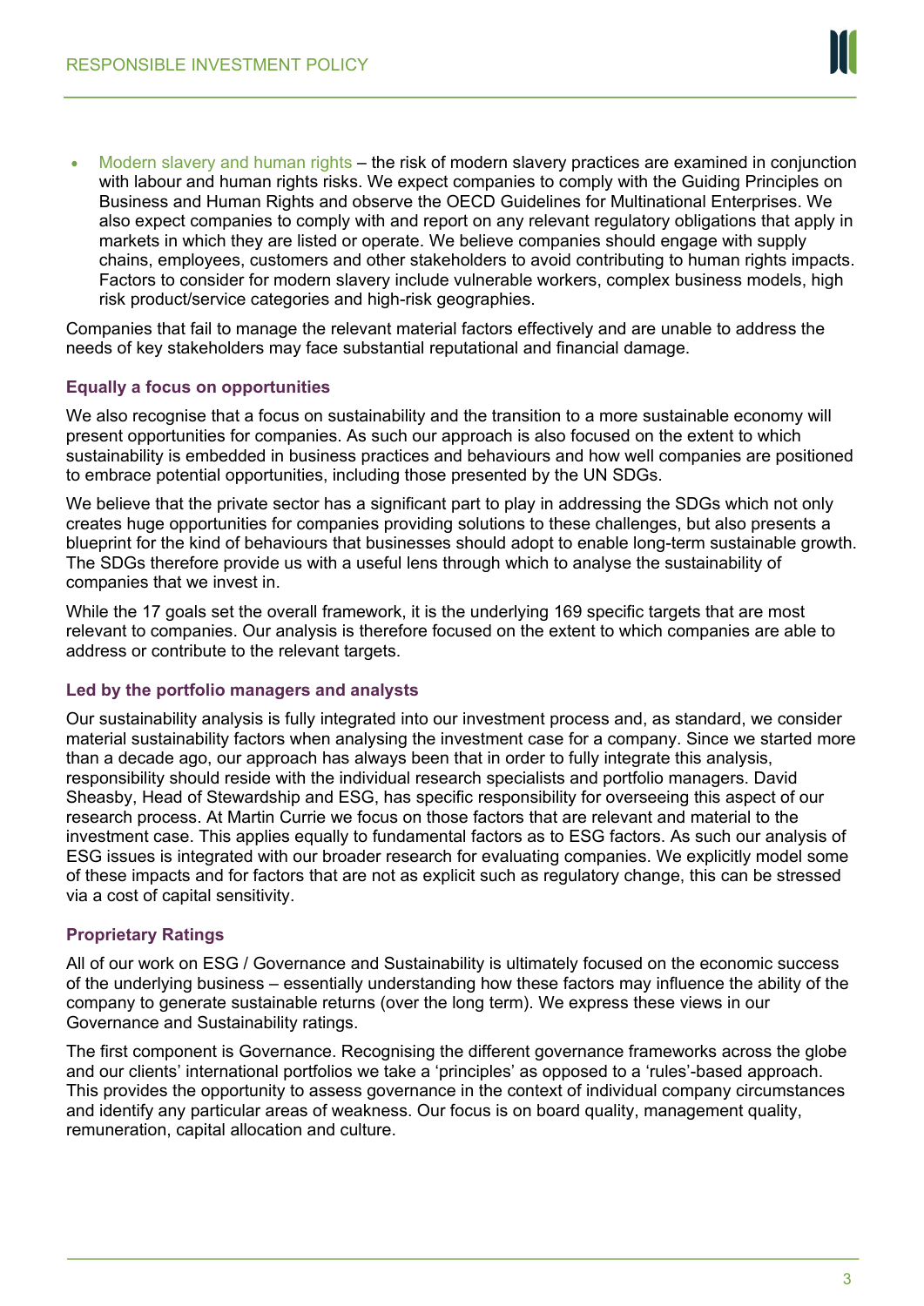- Modern slavery and human rights – the risk of modern slavery practices are examined in conjunction with labour and human rights risks. We expect companies to comply with the Guiding Principles on Business and Human Rights and observe the OECD Guidelines for Multinational Enterprises. We also expect companies to comply with and report on any relevant regulatory obligations that apply in markets in which they are listed or operate. We believe companies should engage with supply chains, employees, customers and other stakeholders to avoid contributing to human rights impacts. Factors to consider for modern slavery include vulnerable workers, complex business models, high risk product/service categories and high-risk geographies.

Companies that fail to manage the relevant material factors effectively and are unable to address the needs of key stakeholders may face substantial reputational and financial damage.

### Equally a focus on opportunities

We also recognise that a focus on sustainability and the transition to a more sustainable economy will present opportunities for companies. As such our approach is also focused on the extent to which sustainability is embedded in business practices and behaviours and how well companies are positioned to embrace potential opportunities, including those presented by the UN SDGs.

We believe that the private sector has a significant part to play in addressing the SDGs which not only creates huge opportunities for companies providing solutions to these challenges, but also presents a blueprint for the kind of behaviours that businesses should adopt to enable long-term sustainable growth. The SDGs therefore provide us with a useful lens through which to analyse the sustainability of companies that we invest in.

While the 17 goals set the overall framework, it is the underlying 169 specific targets that are most relevant to companies. Our analysis is therefore focused on the extent to which companies are able to address or contribute to the relevant targets.

### Led by the portfolio managers and analysts

Our sustainability analysis is fully integrated into our investment process and, as standard, we consider material sustainability factors when analysing the investment case for a company. Since we started more than a decade ago, our approach has always been that in order to fully integrate this analysis, responsibility should reside with the individual research specialists and portfolio managers. David Sheasby, Head of Stewardship and ESG, has specific responsibility for overseeing this aspect of our research process. At Martin Currie we focus on those factors that are relevant and material to the investment case. This applies equally to fundamental factors as to ESG factors. As such our analysis of ESG issues is integrated with our broader research for evaluating companies. We explicitly model some of these impacts and for factors that are not as explicit such as regulatory change, this can be stressed via a cost of capital sensitivity.

### Proprietary Ratings

All of our work on ESG / Governance and Sustainability is ultimately focused on the economic success of the underlying business – essentially understanding how these factors may influence the ability of the company to generate sustainable returns (over the long term). We express these views in our Governance and Sustainability ratings.

The first component is Governance. Recognising the different governance frameworks across the globe and our clients' international portfolios we take a 'principles' as opposed to a 'rules'-based approach. This provides the opportunity to assess governance in the context of individual company circumstances and identify any particular areas of weakness. Our focus is on board quality, management quality, remuneration, capital allocation and culture.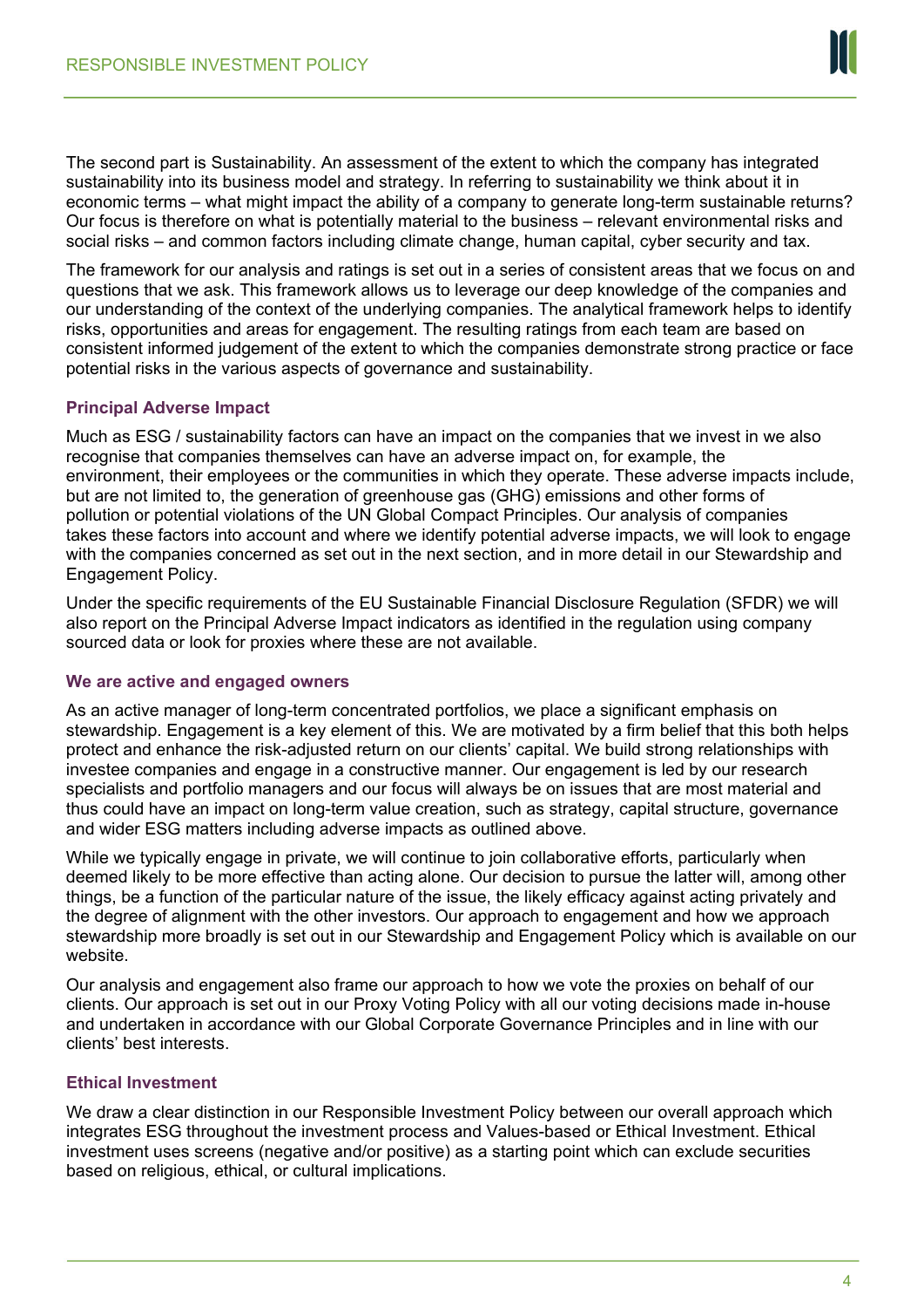The second part is Sustainability. An assessment of the extent to which the company has integrated sustainability into its business model and strategy. In referring to sustainability we think about it in economic terms – what might impact the ability of a company to generate long-term sustainable returns? Our focus is therefore on what is potentially material to the business – relevant environmental risks and social risks – and common factors including climate change, human capital, cyber security and tax.

The framework for our analysis and ratings is set out in a series of consistent areas that we focus on and questions that we ask. This framework allows us to leverage our deep knowledge of the companies and our understanding of the context of the underlying companies. The analytical framework helps to identify risks, opportunities and areas for engagement. The resulting ratings from each team are based on consistent informed judgement of the extent to which the companies demonstrate strong practice or face potential risks in the various aspects of governance and sustainability.

### Principal Adverse Impact

Much as ESG / sustainability factors can have an impact on the companies that we invest in we also recognise that companies themselves can have an adverse impact on, for example, the environment, their employees or the communities in which they operate. These adverse impacts include, but are not limited to, the generation of greenhouse gas (GHG) emissions and other forms of pollution or potential violations of the UN Global Compact Principles. Our analysis of companies takes these factors into account and where we identify potential adverse impacts, we will look to engage with the companies concerned as set out in the next section, and in more detail in our Stewardship and Engagement Policy.

Under the specific requirements of the EU Sustainable Financial Disclosure Regulation (SFDR) we will also report on the Principal Adverse Impact indicators as identified in the regulation using company sourced data or look for proxies where these are not available.

### We are active and engaged owners

As an active manager of long-term concentrated portfolios, we place a significant emphasis on stewardship. Engagement is a key element of this. We are motivated by a firm belief that this both helps protect and enhance the risk-adjusted return on our clients' capital. We build strong relationships with investee companies and engage in a constructive manner. Our engagement is led by our research specialists and portfolio managers and our focus will always be on issues that are most material and thus could have an impact on long-term value creation, such as strategy, capital structure, governance and wider ESG matters including adverse impacts as outlined above.

While we typically engage in private, we will continue to join collaborative efforts, particularly when deemed likely to be more effective than acting alone. Our decision to pursue the latter will, among other things, be a function of the particular nature of the issue, the likely efficacy against acting privately and the degree of alignment with the other investors. Our approach to engagement and how we approach stewardship more broadly is set out in our Stewardship and Engagement Policy which is available on our website.

Our analysis and engagement also frame our approach to how we vote the proxies on behalf of our clients. Our approach is set out in our Proxy Voting Policy with all our voting decisions made in-house and undertaken in accordance with our Global Corporate Governance Principles and in line with our clients' best interests.

### Ethical Investment

We draw a clear distinction in our Responsible Investment Policy between our overall approach which integrates ESG throughout the investment process and Values-based or Ethical Investment. Ethical investment uses screens (negative and/or positive) as a starting point which can exclude securities based on religious, ethical, or cultural implications.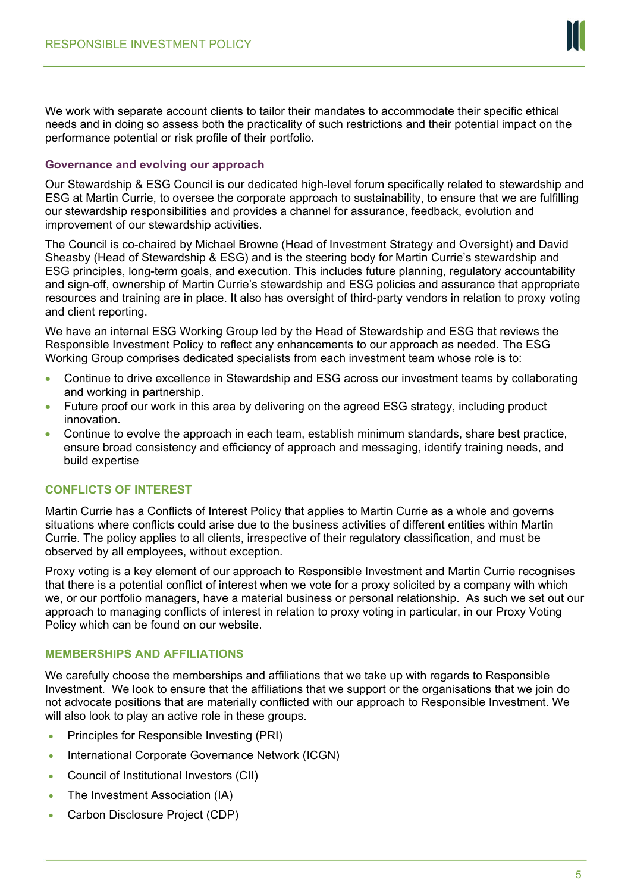We work with separate account clients to tailor their mandates to accommodate their specific ethical needs and in doing so assess both the practicality of such restrictions and their potential impact on the performance potential or risk profile of their portfolio.

### Governance and evolving our approach

Our Stewardship & ESG Council is our dedicated high-level forum specifically related to stewardship and ESG at Martin Currie, to oversee the corporate approach to sustainability, to ensure that we are fulfilling our stewardship responsibilities and provides a channel for assurance, feedback, evolution and improvement of our stewardship activities.

The Council is co-chaired by Michael Browne (Head of Investment Strategy and Oversight) and David Sheasby (Head of Stewardship & ESG) and is the steering body for Martin Currie's stewardship and ESG principles, long-term goals, and execution. This includes future planning, regulatory accountability and sign-off, ownership of Martin Currie's stewardship and ESG policies and assurance that appropriate resources and training are in place. It also has oversight of third-party vendors in relation to proxy voting and client reporting.

We have an internal ESG Working Group led by the Head of Stewardship and ESG that reviews the Responsible Investment Policy to reflect any enhancements to our approach as needed. The ESG Working Group comprises dedicated specialists from each investment team whose role is to:

- Continue to drive excellence in Stewardship and ESG across our investment teams by collaborating and working in partnership.
- Future proof our work in this area by delivering on the agreed ESG strategy, including product innovation.
- Continue to evolve the approach in each team, establish minimum standards, share best practice, ensure broad consistency and efficiency of approach and messaging, identify training needs, and build expertise

## CONFLICTS OF INTEREST

Martin Currie has a Conflicts of Interest Policy that applies to Martin Currie as a whole and governs situations where conflicts could arise due to the business activities of different entities within Martin Currie. The policy applies to all clients, irrespective of their regulatory classification, and must be observed by all employees, without exception.

Proxy voting is a key element of our approach to Responsible Investment and Martin Currie recognises that there is a potential conflict of interest when we vote for a proxy solicited by a company with which we, or our portfolio managers, have a material business or personal relationship. As such we set out our approach to managing conflicts of interest in relation to proxy voting in particular, in our Proxy Voting Policy which can be found on our website.

## MEMBERSHIPS AND AFFILIATIONS

We carefully choose the memberships and affiliations that we take up with regards to Responsible Investment. We look to ensure that the affiliations that we support or the organisations that we join do not advocate positions that are materially conflicted with our approach to Responsible Investment. We will also look to play an active role in these groups.

- Principles for Responsible Investing (PRI)
- International Corporate Governance Network (ICGN)
- Council of Institutional Investors (CII)
- The Investment Association (IA)
- Carbon Disclosure Project (CDP)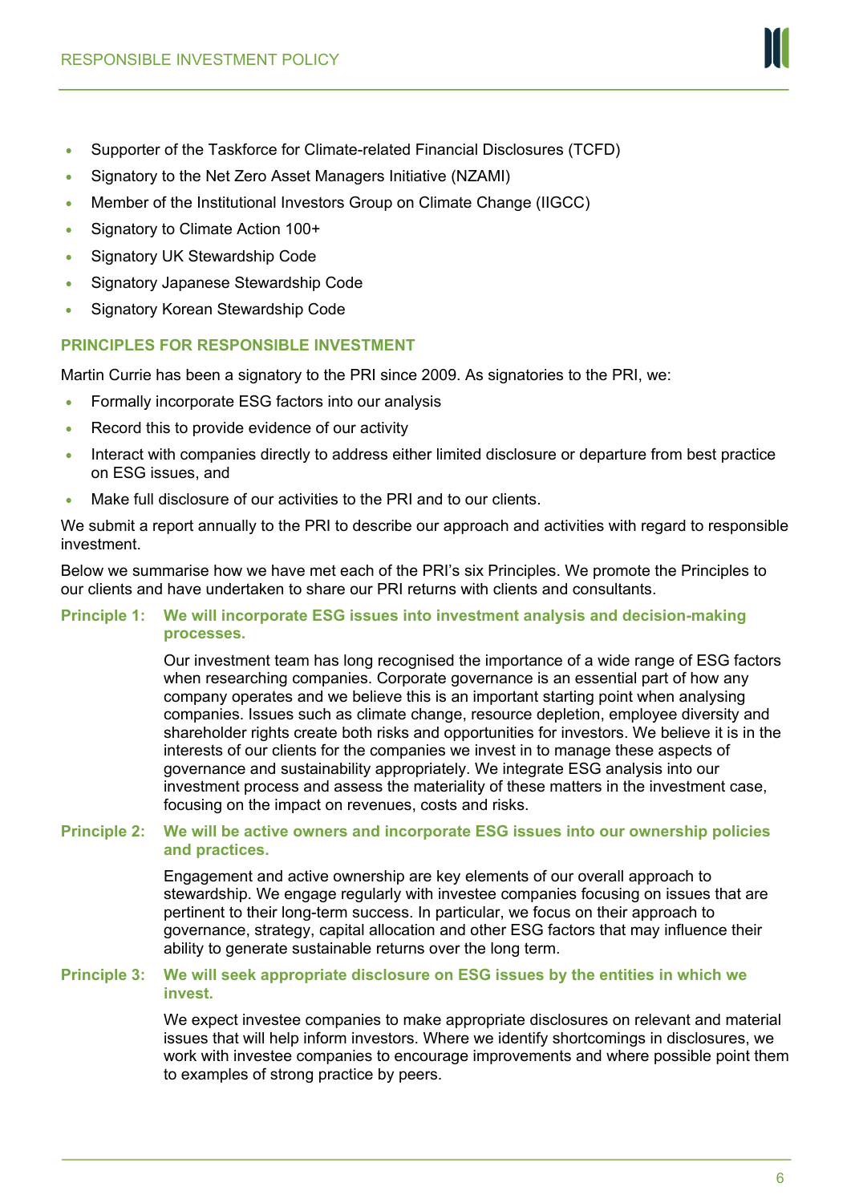- Supporter of the Taskforce for Climate-related Financial Disclosures (TCFD)
- Signatory to the Net Zero Asset Managers Initiative (NZAMI)
- Member of the Institutional Investors Group on Climate Change (IIGCC)
- Signatory to Climate Action 100+
- Signatory UK Stewardship Code
- Signatory Japanese Stewardship Code
- Signatory Korean Stewardship Code

## PRINCIPLES FOR RESPONSIBLE INVESTMENT

Martin Currie has been a signatory to the PRI since 2009. As signatories to the PRI, we:

- Formally incorporate ESG factors into our analysis
- Record this to provide evidence of our activity
- Interact with companies directly to address either limited disclosure or departure from best practice on ESG issues, and
- Make full disclosure of our activities to the PRI and to our clients.

We submit a report annually to the PRI to describe our approach and activities with regard to responsible investment.

Below we summarise how we have met each of the PRI's six Principles. We promote the Principles to our clients and have undertaken to share our PRI returns with clients and consultants.

**Principle 1: We will incorporate ESG issues into investment analysis and decision-making processes.**

Our investment team has long recognised the importance of a wide range of ESG factors when researching companies. Corporate governance is an essential part of how any company operates and we believe this is an important starting point when analysing companies. Issues such as climate change, resource depletion, employee diversity and shareholder rights create both risks and opportunities for investors. We believe it is in the interests of our clients for the companies we invest in to manage these aspects of governance and sustainability appropriately. We integrate ESG analysis into our investment process and assess the materiality of these matters in the investment case, focusing on the impact on revenues, costs and risks.

**Principle 2: We will be active owners and incorporate ESG issues into our ownership policies and practices.**

Engagement and active ownership are key elements of our overall approach to stewardship. We engage regularly with investee companies focusing on issues that are pertinent to their long-term success. In particular, we focus on their approach to governance, strategy, capital allocation and other ESG factors that may influence their ability to generate sustainable returns over the long term.

**Principle 3: We will seek appropriate disclosure on ESG issues by the entities in which we invest.**

We expect investee companies to make appropriate disclosures on relevant and material issues that will help inform investors. Where we identify shortcomings in disclosures, we work with investee companies to encourage improvements and where possible point them to examples of strong practice by peers.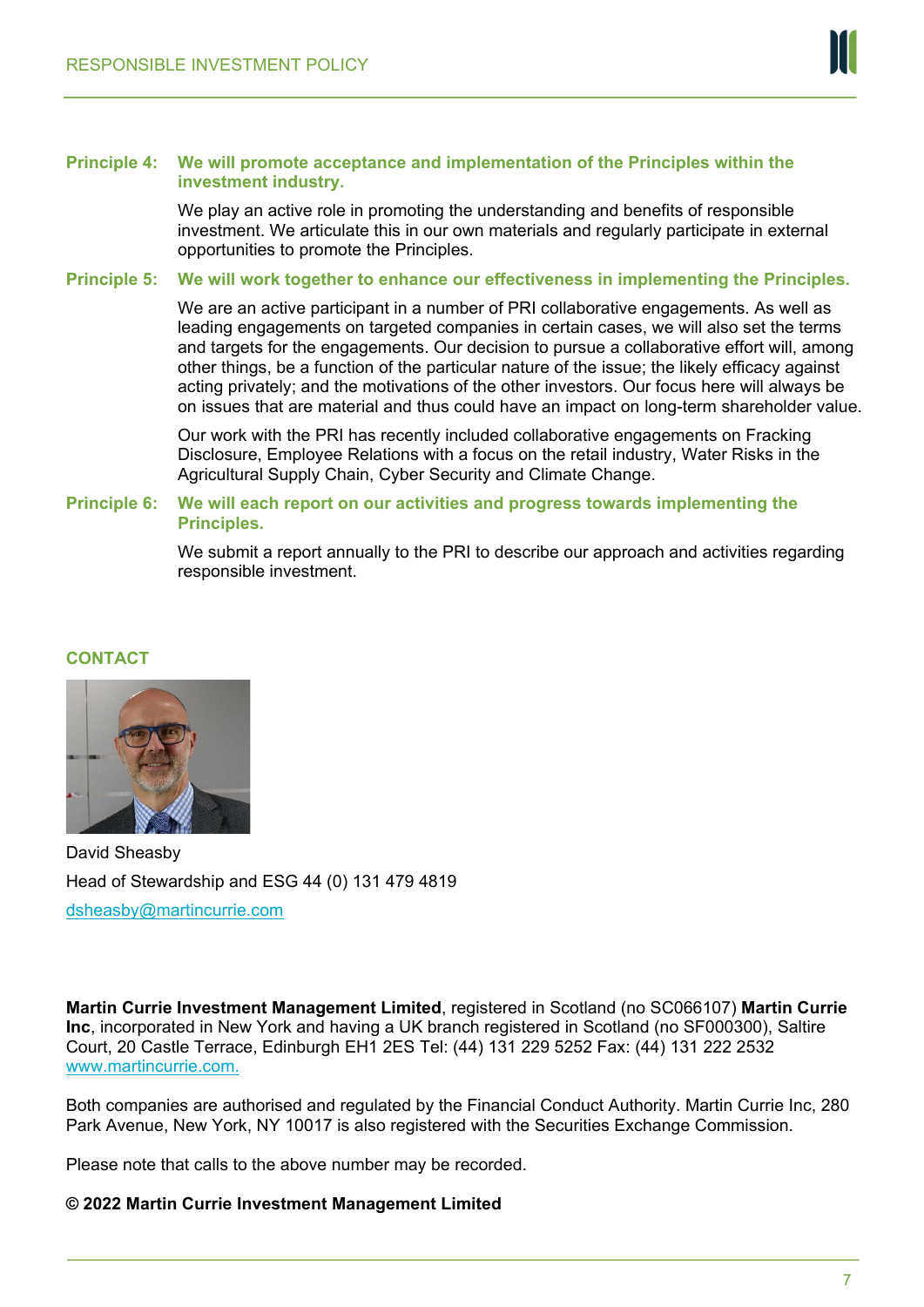**Principle 4: We will promote acceptance and implementation of the Principles within the investment industry.**

We play an active role in promoting the understanding and benefits of responsible investment. We articulate this in our own materials and regularly participate in external opportunities to promote the Principles.

**Principle 5: We will work together to enhance our effectiveness in implementing the Principles.**

We are an active participant in a number of PRI collaborative engagements. As well as leading engagements on targeted companies in certain cases, we will also set the terms and targets for the engagements. Our decision to pursue a collaborative effort will, among other things, be a function of the particular nature of the issue; the likely efficacy against acting privately; and the motivations of the other investors. Our focus here will always be on issues that are material and thus could have an impact on long-term shareholder value.

Our work with the PRI has recently included collaborative engagements on Fracking Disclosure, Employee Relations with a focus on the retail industry, Water Risks in the Agricultural Supply Chain, Cyber Security and Climate Change.

**Principle 6: We will each report on our activities and progress towards implementing the Principles.**

We submit a report annually to the PRI to describe our approach and activities regarding responsible investment.

## CONTACT

David Sheasby

Head of Stewardship and ESG 44 (0) 131 479 4819

dsheasby@martincurrie.com

**Martin Currie Investment Management Limited**, registered in Scotland (no SC066107) **Martin Currie Inc**, incorporated in New York and having a UK branch registered in Scotland (no SF000300), Saltire Court, 20 Castle Terrace, Edinburgh EH1 2ES Tel: (44) 131 229 5252 Fax: (44) 131 222 2532 www.martincurrie.com.

Both companies are authorised and regulated by the Financial Conduct Authority. Martin Currie Inc, 280 Park Avenue, New York, NY 10017 is also registered with the Securities Exchange Commission.

Please note that calls to the above number may be recorded.

**© 2022 Martin Currie Investment Management Limited**